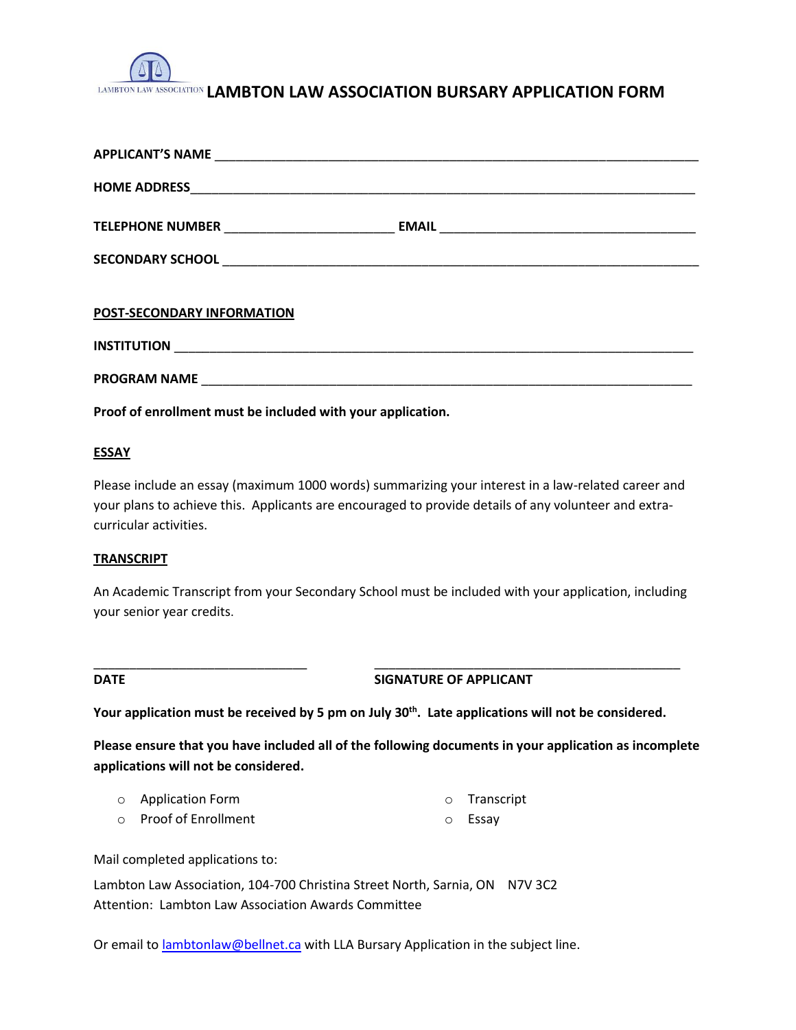LAMBTON LAW ASSOCIATION

# LAMBTON LAW ASSOCIATION BURSARY APPLICATION FORM

**APPLICANT'S NAME** ______________________________________________

**HOME ADDRESS** ______________________________________________

**TELEPHONE NUMBER** ______________________ **EMAIL** ______________________

**SECONDARY SCHOOL** ______________________________________________

## POST-SECONDARY INFORMATION

**INSTITUTION** ______________________________________________

**PROGRAM NAME** ______________________________________________

**Proof of enrollment must be included with your application.**

## ESSAY

Please include an essay (maximum 1000 words) summarizing your interest in a law-related career and your plans to achieve this. Applicants are encouraged to provide details of any volunteer and extra-curricular activities.

## TRANSCRIPT

An Academic Transcript from your Secondary School must be included with your application, including your senior year credits.

______________________________ ______________________________

**DATE** **SIGNATURE OF APPLICANT**

**Your application must be received by 5 pm on July 30th. Late applications will not be considered.**

**Please ensure that you have included all of the following documents in your application as incomplete applications will not be considered.**

- Application Form
- Proof of Enrollment
- Transcript
- Essay

Mail completed applications to:

Lambton Law Association, 104-700 Christina Street North, Sarnia, ON N7V 3C2
Attention: Lambton Law Association Awards Committee

Or email to lambtonlaw@bellnet.ca with LLA Bursary Application in the subject line.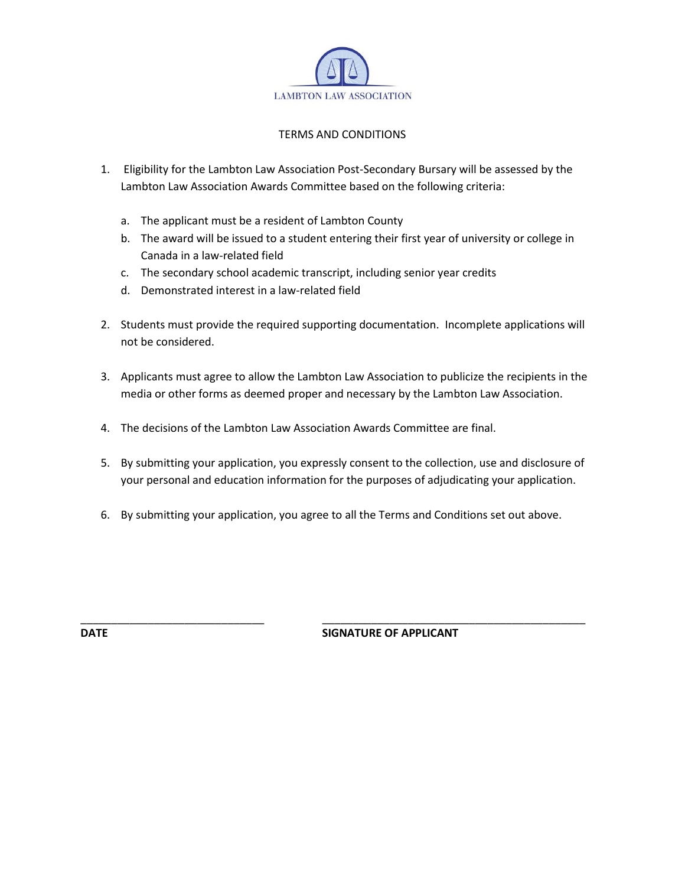LAMBTON LAW ASSOCIATION

## TERMS AND CONDITIONS

1. Eligibility for the Lambton Law Association Post-Secondary Bursary will be assessed by the Lambton Law Association Awards Committee based on the following criteria:

   a. The applicant must be a resident of Lambton County
   b. The award will be issued to a student entering their first year of university or college in Canada in a law-related field
   c. The secondary school academic transcript, including senior year credits
   d. Demonstrated interest in a law-related field

2. Students must provide the required supporting documentation. Incomplete applications will not be considered.

3. Applicants must agree to allow the Lambton Law Association to publicize the recipients in the media or other forms as deemed proper and necessary by the Lambton Law Association.

4. The decisions of the Lambton Law Association Awards Committee are final.

5. By submitting your application, you expressly consent to the collection, use and disclosure of your personal and education information for the purposes of adjudicating your application.

6. By submitting your application, you agree to all the Terms and Conditions set out above.

_______________________________ _______________________________________________

**DATE** **SIGNATURE OF APPLICANT**